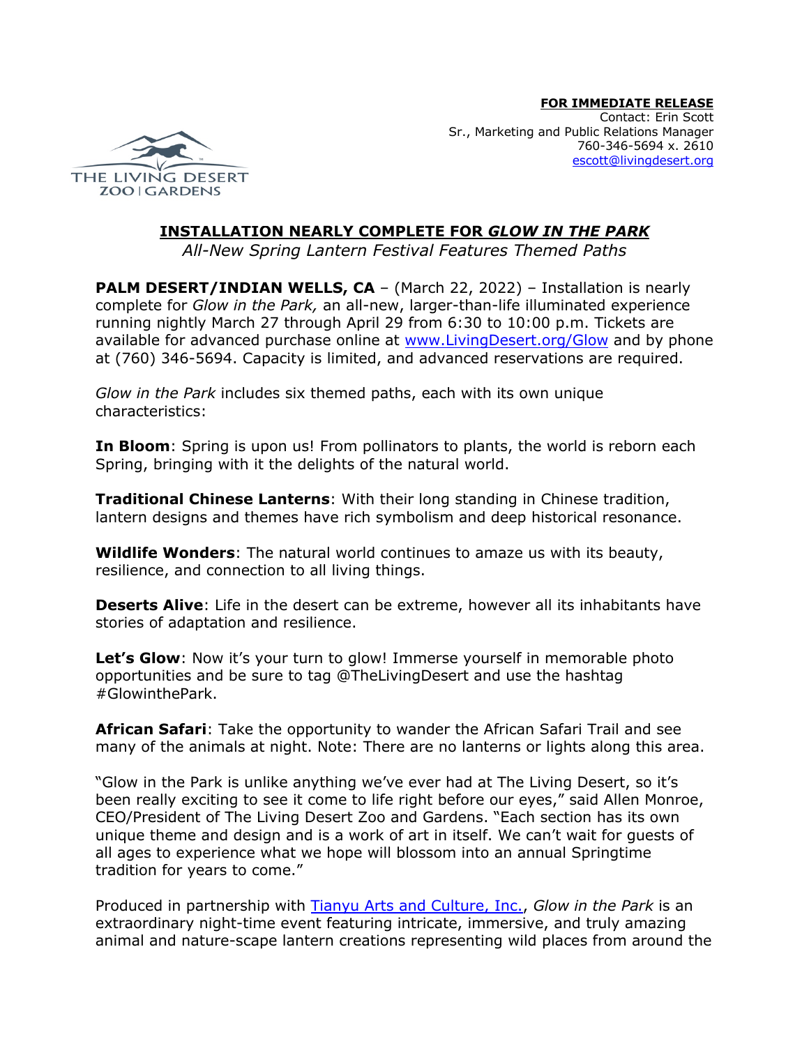THE LIVING DESERT ZOO | GARDENS

**FOR IMMEDIATE RELEASE**
Contact: Erin Scott
Sr., Marketing and Public Relations Manager
760-346-5694 x. 2610
escott@livingdesert.org

# INSTALLATION NEARLY COMPLETE FOR *GLOW IN THE PARK*

*All-New Spring Lantern Festival Features Themed Paths*

**PALM DESERT/INDIAN WELLS, CA** – (March 22, 2022) – Installation is nearly complete for *Glow in the Park,* an all-new, larger-than-life illuminated experience running nightly March 27 through April 29 from 6:30 to 10:00 p.m. Tickets are available for advanced purchase online at [www.LivingDesert.org/Glow](www.LivingDesert.org/Glow) and by phone at (760) 346-5694. Capacity is limited, and advanced reservations are required.

*Glow in the Park* includes six themed paths, each with its own unique characteristics:

**In Bloom**: Spring is upon us! From pollinators to plants, the world is reborn each Spring, bringing with it the delights of the natural world.

**Traditional Chinese Lanterns**: With their long standing in Chinese tradition, lantern designs and themes have rich symbolism and deep historical resonance.

**Wildlife Wonders**: The natural world continues to amaze us with its beauty, resilience, and connection to all living things.

**Deserts Alive**: Life in the desert can be extreme, however all its inhabitants have stories of adaptation and resilience.

**Let's Glow**: Now it's your turn to glow! Immerse yourself in memorable photo opportunities and be sure to tag @TheLivingDesert and use the hashtag #GlowinthePark.

**African Safari**: Take the opportunity to wander the African Safari Trail and see many of the animals at night. Note: There are no lanterns or lights along this area.

"Glow in the Park is unlike anything we've ever had at The Living Desert, so it's been really exciting to see it come to life right before our eyes," said Allen Monroe, CEO/President of The Living Desert Zoo and Gardens. "Each section has its own unique theme and design and is a work of art in itself. We can't wait for guests of all ages to experience what we hope will blossom into an annual Springtime tradition for years to come."

Produced in partnership with Tianyu Arts and Culture, Inc., *Glow in the Park* is an extraordinary night-time event featuring intricate, immersive, and truly amazing animal and nature-scape lantern creations representing wild places from around the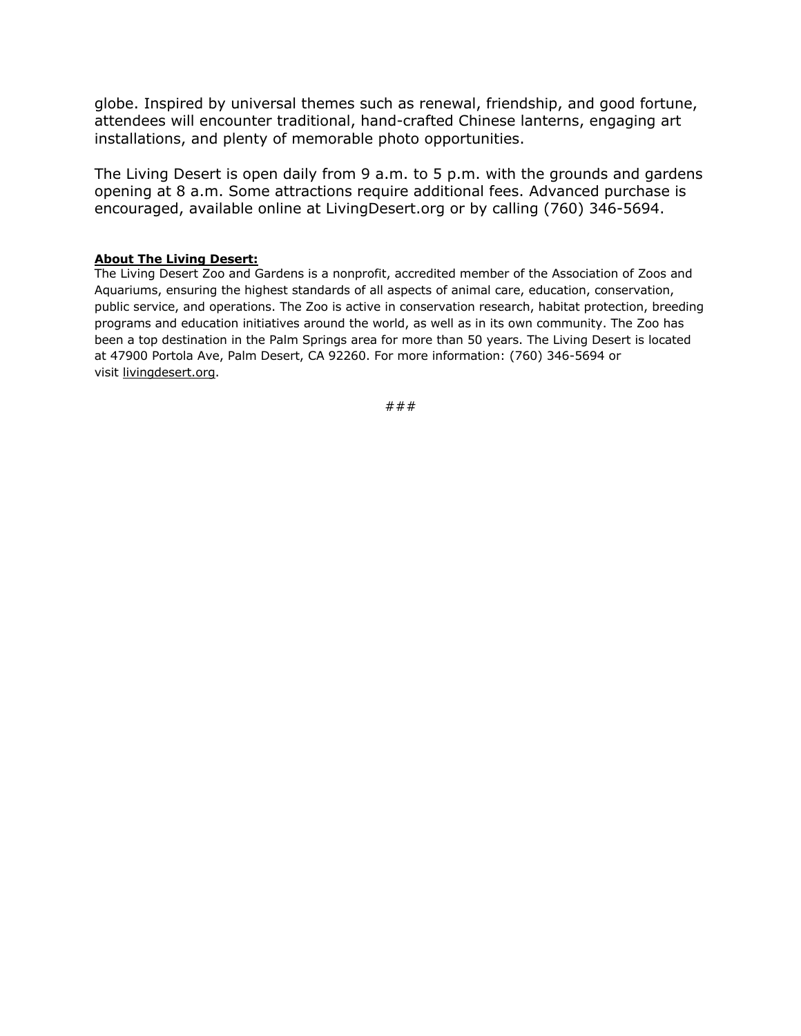globe. Inspired by universal themes such as renewal, friendship, and good fortune, attendees will encounter traditional, hand-crafted Chinese lanterns, engaging art installations, and plenty of memorable photo opportunities.

The Living Desert is open daily from 9 a.m. to 5 p.m. with the grounds and gardens opening at 8 a.m. Some attractions require additional fees. Advanced purchase is encouraged, available online at LivingDesert.org or by calling (760) 346-5694.

**About The Living Desert:**

The Living Desert Zoo and Gardens is a nonprofit, accredited member of the Association of Zoos and Aquariums, ensuring the highest standards of all aspects of animal care, education, conservation, public service, and operations. The Zoo is active in conservation research, habitat protection, breeding programs and education initiatives around the world, as well as in its own community. The Zoo has been a top destination in the Palm Springs area for more than 50 years. The Living Desert is located at 47900 Portola Ave, Palm Desert, CA 92260. For more information: (760) 346-5694 or visit livingdesert.org.

###